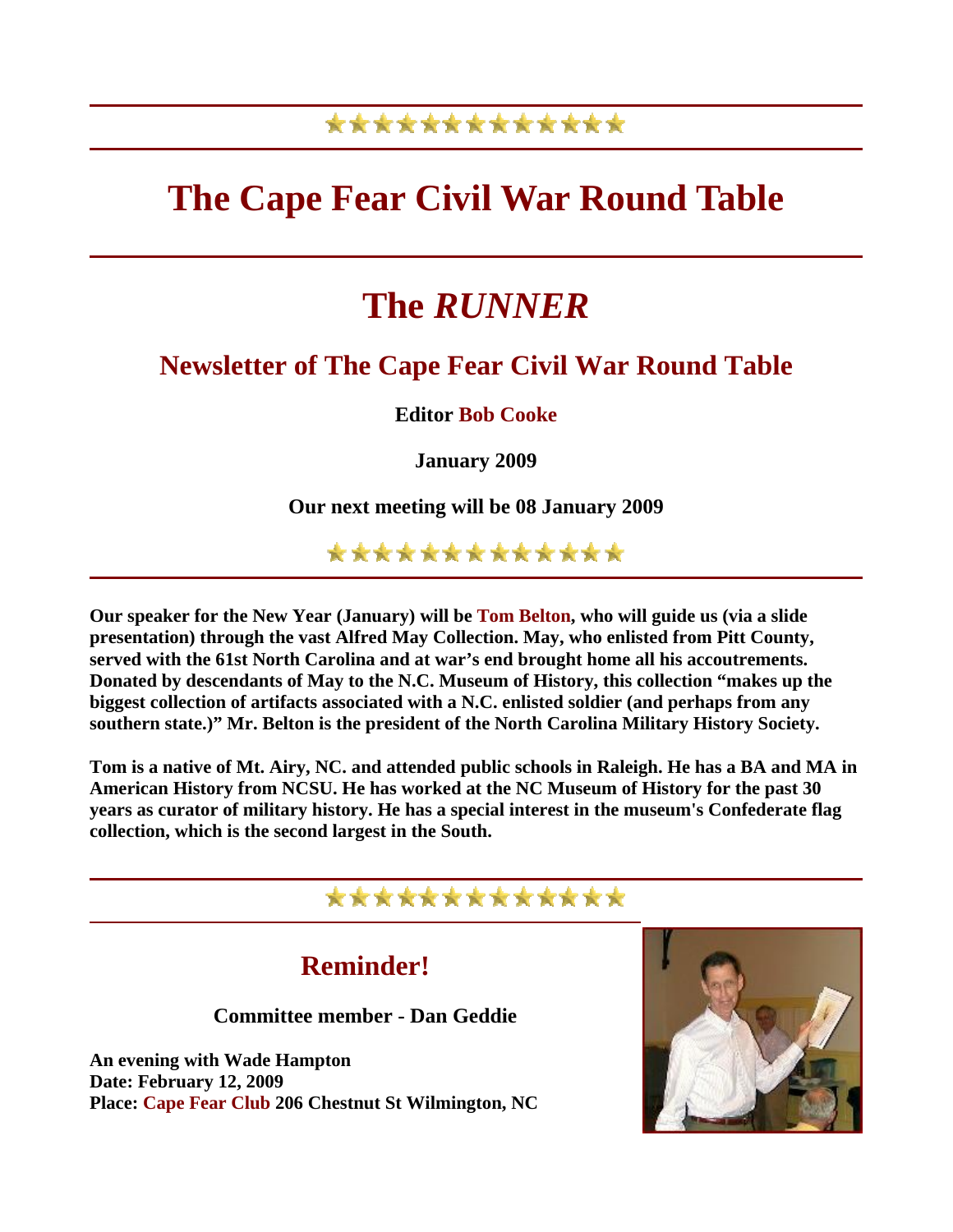★★★★★★★★★★★★★

# The Cape Fear Civil War Round Table

# The *RUNNER*

## Newsletter of The Cape Fear Civil War Round Table

**Editor Bob Cooke**

**January 2009**

**Our next meeting will be 08 January 2009**

★★★★★★★★★★★★★

**Our speaker for the New Year (January) will be Tom Belton, who will guide us (via a slide presentation) through the vast Alfred May Collection. May, who enlisted from Pitt County, served with the 61st North Carolina and at war's end brought home all his accoutrements. Donated by descendants of May to the N.C. Museum of History, this collection "makes up the biggest collection of artifacts associated with a N.C. enlisted soldier (and perhaps from any southern state.)" Mr. Belton is the president of the North Carolina Military History Society.**

**Tom is a native of Mt. Airy, NC. and attended public schools in Raleigh. He has a BA and MA in American History from NCSU. He has worked at the NC Museum of History for the past 30 years as curator of military history. He has a special interest in the museum's Confederate flag collection, which is the second largest in the South.**

★★★★★★★★★★★★★

## Reminder!

**Committee member - Dan Geddie**

**An evening with Wade Hampton**
**Date: February 12, 2009**
**Place: Cape Fear Club 206 Chestnut St Wilmington, NC**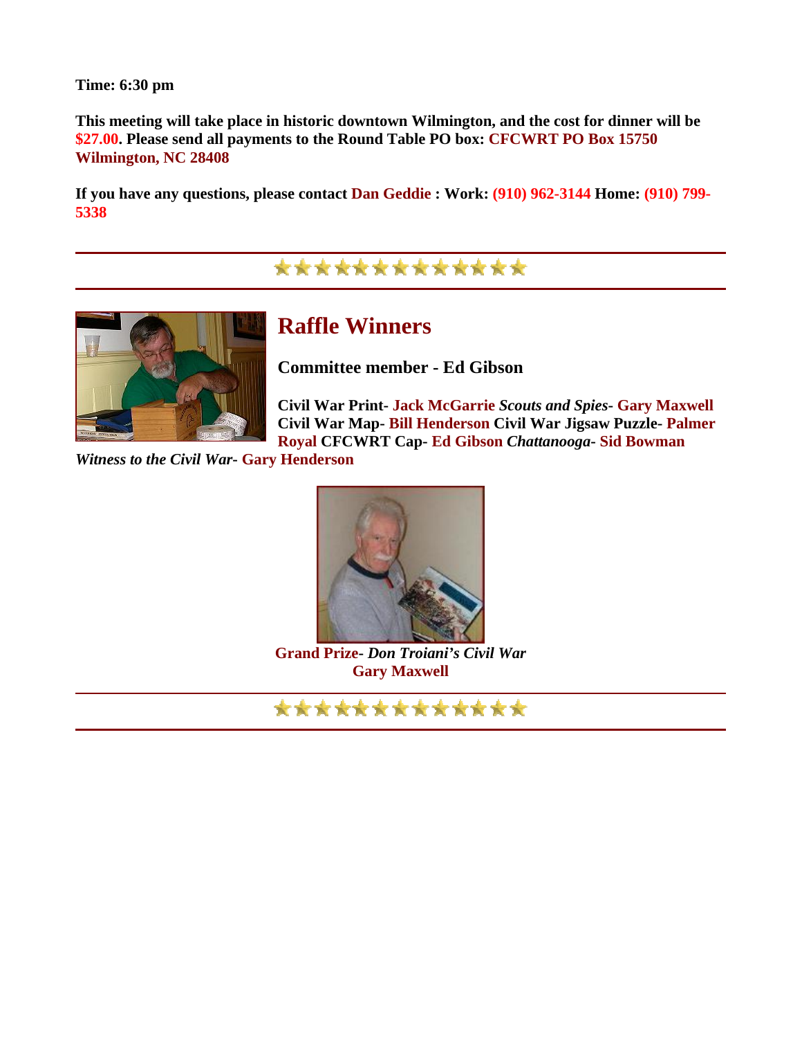**Time: 6:30 pm**

**This meeting will take place in historic downtown Wilmington, and the cost for dinner will be $27.00. Please send all payments to the Round Table PO box: CFCWRT PO Box 15750 Wilmington, NC 28408**

**If you have any questions, please contact Dan Geddie : Work: (910) 962-3144 Home: (910) 799-5338**

---

★★★★★★★★★★★★★

---

## Raffle Winners

### Committee member - Ed Gibson

**Civil War Print- Jack McGarrie** ***Scouts and Spies*****- Gary Maxwell**
**Civil War Map- Bill Henderson Civil War Jigsaw Puzzle- Palmer Royal CFCWRT Cap- Ed Gibson** ***Chattanooga*****- Sid Bowman**
***Witness to the Civil War*****- Gary Henderson**

**Grand Prize-** ***Don Troiani's Civil War***
**Gary Maxwell**

---

★★★★★★★★★★★★★

---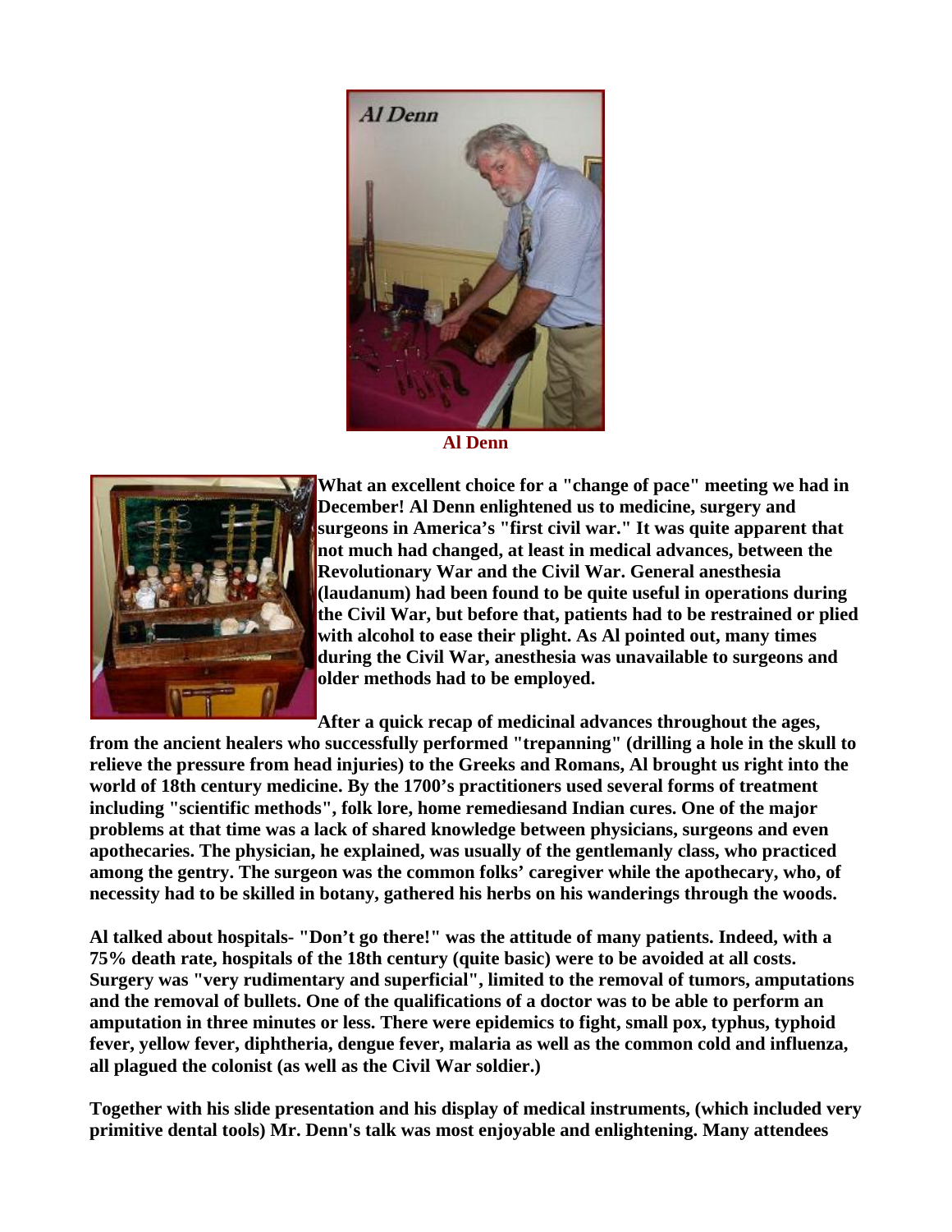**Al Denn**

**What an excellent choice for a "change of pace" meeting we had in December! Al Denn enlightened us to medicine, surgery and surgeons in America's "first civil war." It was quite apparent that not much had changed, at least in medical advances, between the Revolutionary War and the Civil War. General anesthesia (laudanum) had been found to be quite useful in operations during the Civil War, but before that, patients had to be restrained or plied with alcohol to ease their plight. As Al pointed out, many times during the Civil War, anesthesia was unavailable to surgeons and older methods had to be employed.**

**After a quick recap of medicinal advances throughout the ages, from the ancient healers who successfully performed "trepanning" (drilling a hole in the skull to relieve the pressure from head injuries) to the Greeks and Romans, Al brought us right into the world of 18th century medicine. By the 1700's practitioners used several forms of treatment including "scientific methods", folk lore, home remediesand Indian cures. One of the major problems at that time was a lack of shared knowledge between physicians, surgeons and even apothecaries. The physician, he explained, was usually of the gentlemanly class, who practiced among the gentry. The surgeon was the common folks' caregiver while the apothecary, who, of necessity had to be skilled in botany, gathered his herbs on his wanderings through the woods.**

**Al talked about hospitals- "Don't go there!" was the attitude of many patients. Indeed, with a 75% death rate, hospitals of the 18th century (quite basic) were to be avoided at all costs. Surgery was "very rudimentary and superficial", limited to the removal of tumors, amputations and the removal of bullets. One of the qualifications of a doctor was to be able to perform an amputation in three minutes or less. There were epidemics to fight, small pox, typhus, typhoid fever, yellow fever, diphtheria, dengue fever, malaria as well as the common cold and influenza, all plagued the colonist (as well as the Civil War soldier.)**

**Together with his slide presentation and his display of medical instruments, (which included very primitive dental tools) Mr. Denn's talk was most enjoyable and enlightening. Many attendees**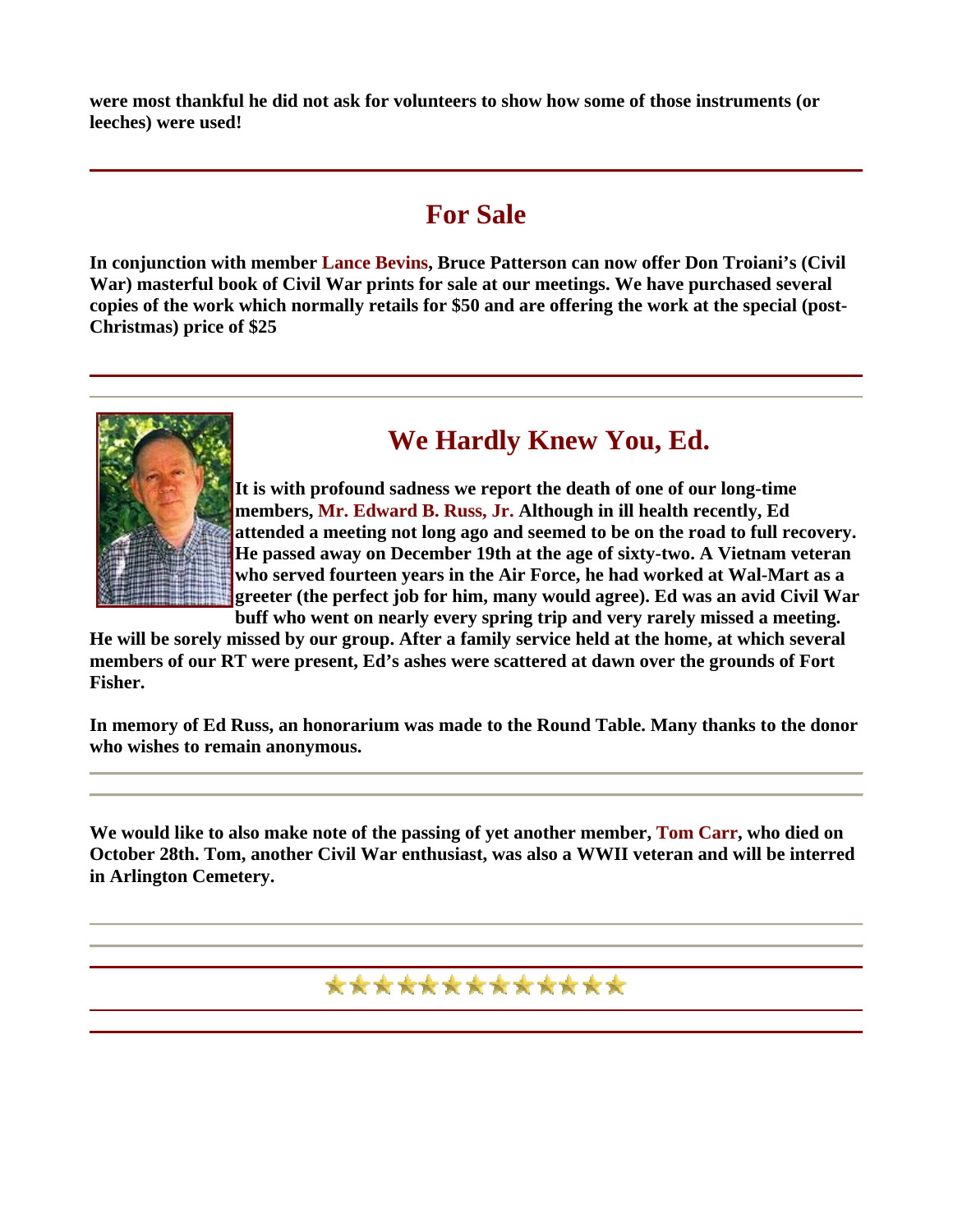**were most thankful he did not ask for volunteers to show how some of those instruments (or leeches) were used!**

---

## For Sale

**In conjunction with member Lance Bevins, Bruce Patterson can now offer Don Troiani's (Civil War) masterful book of Civil War prints for sale at our meetings. We have purchased several copies of the work which normally retails for $50 and are offering the work at the special (post-Christmas) price of $25**

---

## We Hardly Knew You, Ed.

**It is with profound sadness we report the death of one of our long-time members, Mr. Edward B. Russ, Jr. Although in ill health recently, Ed attended a meeting not long ago and seemed to be on the road to full recovery. He passed away on December 19th at the age of sixty-two. A Vietnam veteran who served fourteen years in the Air Force, he had worked at Wal-Mart as a greeter (the perfect job for him, many would agree). Ed was an avid Civil War buff who went on nearly every spring trip and very rarely missed a meeting. He will be sorely missed by our group. After a family service held at the home, at which several members of our RT were present, Ed's ashes were scattered at dawn over the grounds of Fort Fisher.**

**In memory of Ed Russ, an honorarium was made to the Round Table. Many thanks to the donor who wishes to remain anonymous.**

---

**We would like to also make note of the passing of yet another member, Tom Carr, who died on October 28th. Tom, another Civil War enthusiast, was also a WWII veteran and will be interred in Arlington Cemetery.**

---